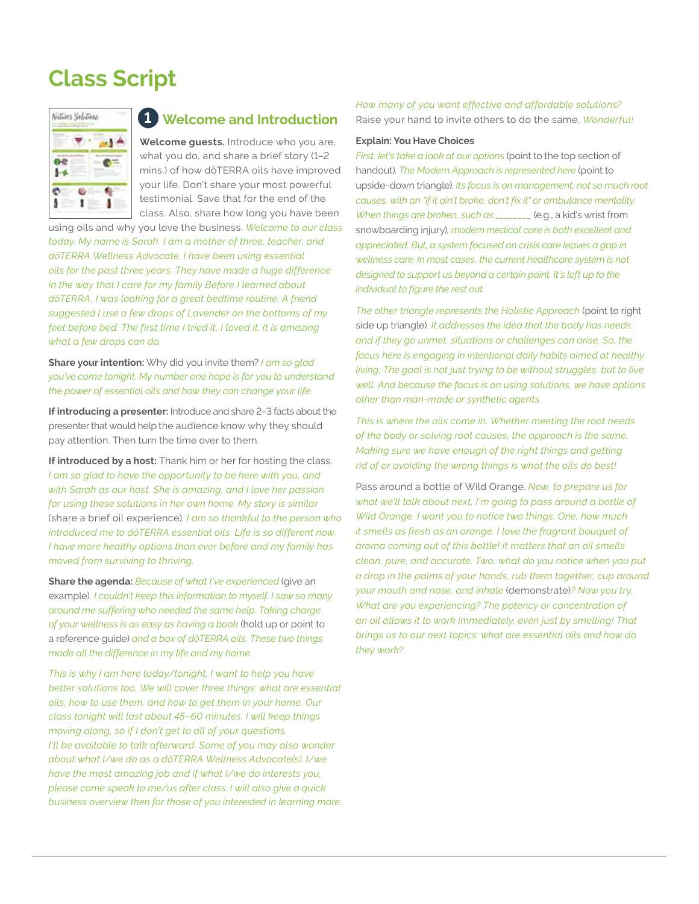# Class Script

## 1 Welcome and Introduction

**Welcome guests.** Introduce who you are, what you do, and share a brief story (1–2 mins.) of how dōTERRA oils have improved your life. Don't share your most powerful testimonial. Save that for the end of the class. Also, share how long you have been using oils and why you love the business. *Welcome to our class today. My name is Sarah. I am a mother of three, teacher, and dōTERRA Wellness Advocate. I have been using essential oils for the past three years. They have made a huge difference in the way that I care for my family Before I learned about dōTERRA, I was looking for a great bedtime routine. A friend suggested I use a few drops of Lavender on the bottoms of my feet before bed. The first time I tried it, I loved it. It is amazing what a few drops can do.*

**Share your intention:** Why did you invite them? *I am so glad you've come tonight. My number one hope is for you to understand the power of essential oils and how they can change your life.*

**If introducing a presenter:** Introduce and share 2–3 facts about the presenter that would help the audience know why they should pay attention. Then turn the time over to them.

**If introduced by a host:** Thank him or her for hosting the class. *I am so glad to have the opportunity to be here with you, and with Sarah as our host. She is amazing, and I love her passion for using these solutions in her own home. My story is similar* (share a brief oil experience). *I am so thankful to the person who introduced me to dōTERRA essential oils. Life is so different now. I have more healthy options than ever before and my family has moved from surviving to thriving.*

**Share the agenda:** *Because of what I've experienced* (give an example). *I couldn't keep this information to myself. I saw so many around me suffering who needed the same help. Taking charge of your wellness is as easy as having a book* (hold up or point to a reference guide) *and a box of dōTERRA oils. These two things made all the difference in my life and my home.*

*This is why I am here today/tonight. I want to help you have better solutions too. We will cover three things: what are essential oils, how to use them, and how to get them in your home. Our class tonight will last about 45–60 minutes. I will keep things moving along, so if I don't get to all of your questions, I'll be available to talk afterward. Some of you may also wonder about what I/we do as a dōTERRA Wellness Advocate(s). I/we have the most amazing job and if what I/we do interests you, please come speak to me/us after class. I will also give a quick business overview then for those of you interested in learning more.*

*How many of you want effective and affordable solutions?* Raise your hand to invite others to do the same. *Wonderful!*

**Explain: You Have Choices**

*First, let's take a look at our options* (point to the top section of handout). *The Modern Approach is represented here* (point to upside-down triangle). *Its focus is on management, not so much root causes, with an "if it ain't broke, don't fix it" or ambulance mentality. When things are broken, such as ________* (e.g., a kid's wrist from snowboarding injury), *modern medical care is both excellent and appreciated. But, a system focused on crisis care leaves a gap in wellness care. In most cases, the current healthcare system is not designed to support us beyond a certain point. It's left up to the individual to figure the rest out.*

*The other triangle represents the Holistic Approach* (point to right side up triangle). *It addresses the idea that the body has needs, and if they go unmet, situations or challenges can arise. So, the focus here is engaging in intentional daily habits aimed at healthy living. The goal is not just trying to be without struggles, but to live well. And because the focus is on using solutions, we have options other than man-made or synthetic agents.*

*This is where the oils come in. Whether meeting the root needs of the body or solving root causes, the approach is the same. Making sure we have enough of the right things and getting rid of or avoiding the wrong things is what the oils do best!*

Pass around a bottle of Wild Orange. *Now, to prepare us for what we'll talk about next, I'm going to pass around a bottle of Wild Orange. I want you to notice two things. One, how much it smells as fresh as an orange. I love the fragrant bouquet of aroma coming out of this bottle! It matters that an oil smells clean, pure, and accurate. Two, what do you notice when you put a drop in the palms of your hands, rub them together, cup around your mouth and nose, and inhale* (demonstrate)*? Now you try. What are you experiencing? The potency or concentration of an oil allows it to work immediately, even just by smelling! That brings us to our next topics: what are essential oils and how do they work?*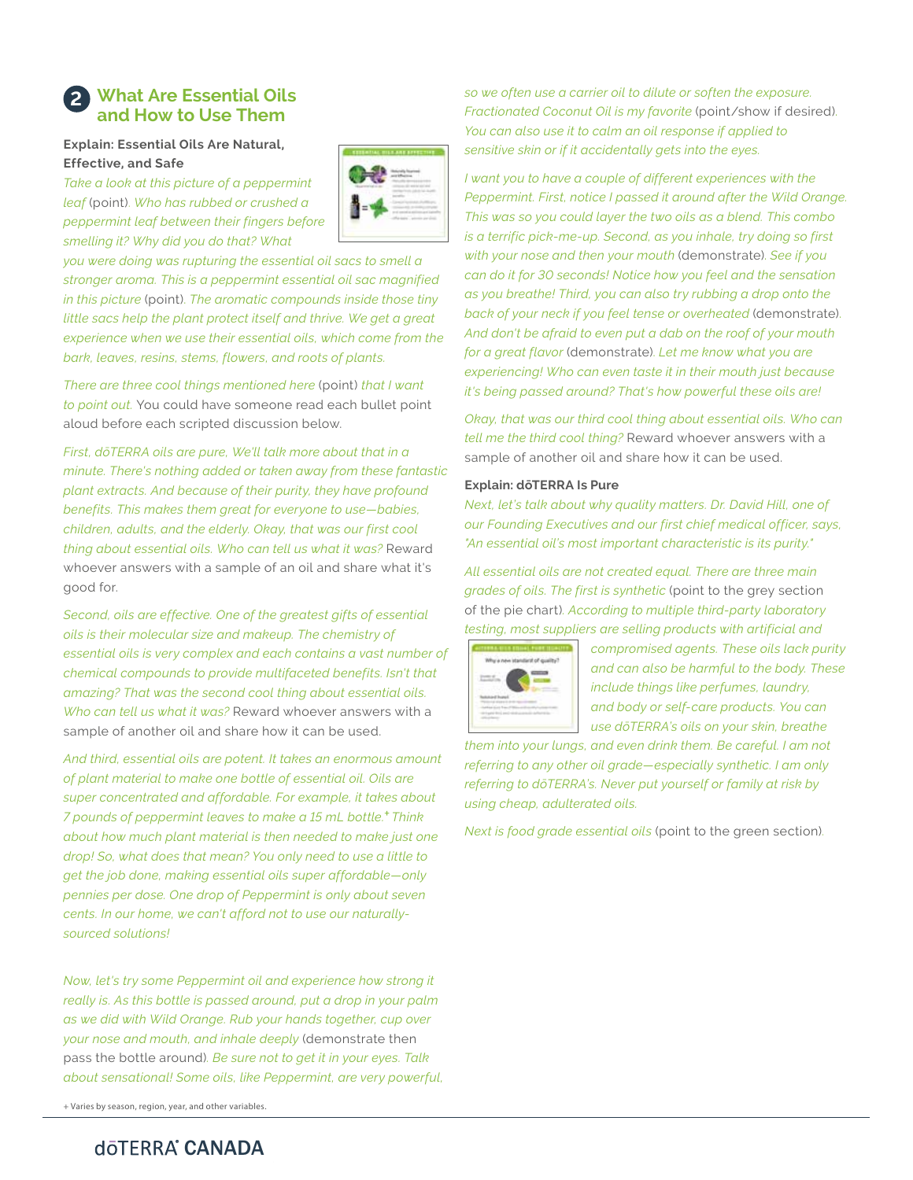## 2 What Are Essential Oils and How to Use Them

**Explain: Essential Oils Are Natural, Effective, and Safe**

*Take a look at this picture of a peppermint leaf* (point). *Who has rubbed or crushed a peppermint leaf between their fingers before smelling it? Why did you do that? What you were doing was rupturing the essential oil sacs to smell a stronger aroma. This is a peppermint essential oil sac magnified in this picture* (point). *The aromatic compounds inside those tiny little sacs help the plant protect itself and thrive. We get a great experience when we use their essential oils, which come from the bark, leaves, resins, stems, flowers, and roots of plants.*

*There are three cool things mentioned here* (point) *that I want to point out.* You could have someone read each bullet point aloud before each scripted discussion below.

*First, dōTERRA oils are pure, We'll talk more about that in a minute. There's nothing added or taken away from these fantastic plant extracts. And because of their purity, they have profound benefits. This makes them great for everyone to use—babies, children, adults, and the elderly. Okay, that was our first cool thing about essential oils. Who can tell us what it was?* Reward whoever answers with a sample of an oil and share what it's good for.

*Second, oils are effective. One of the greatest gifts of essential oils is their molecular size and makeup. The chemistry of essential oils is very complex and each contains a vast number of chemical compounds to provide multifaceted benefits. Isn't that amazing? That was the second cool thing about essential oils. Who can tell us what it was?* Reward whoever answers with a sample of another oil and share how it can be used.

*And third, essential oils are potent. It takes an enormous amount of plant material to make one bottle of essential oil. Oils are super concentrated and affordable. For example, it takes about 7 pounds of peppermint leaves to make a 15 mL bottle.+ Think about how much plant material is then needed to make just one drop! So, what does that mean? You only need to use a little to get the job done, making essential oils super affordable—only pennies per dose. One drop of Peppermint is only about seven cents. In our home, we can't afford not to use our naturally-sourced solutions!*

*Now, let's try some Peppermint oil and experience how strong it really is. As this bottle is passed around, put a drop in your palm as we did with Wild Orange. Rub your hands together, cup over your nose and mouth, and inhale deeply* (demonstrate then pass the bottle around). *Be sure not to get it in your eyes. Talk about sensational! Some oils, like Peppermint, are very powerful, so we often use a carrier oil to dilute or soften the exposure. Fractionated Coconut Oil is my favorite* (point/show if desired). *You can also use it to calm an oil response if applied to sensitive skin or if it accidentally gets into the eyes.*

*I want you to have a couple of different experiences with the Peppermint. First, notice I passed it around after the Wild Orange. This was so you could layer the two oils as a blend. This combo is a terrific pick-me-up. Second, as you inhale, try doing so first with your nose and then your mouth* (demonstrate). *See if you can do it for 30 seconds! Notice how you feel and the sensation as you breathe! Third, you can also try rubbing a drop onto the back of your neck if you feel tense or overheated* (demonstrate). *And don't be afraid to even put a dab on the roof of your mouth for a great flavor* (demonstrate). *Let me know what you are experiencing! Who can even taste it in their mouth just because it's being passed around? That's how powerful these oils are!*

*Okay, that was our third cool thing about essential oils. Who can tell me the third cool thing?* Reward whoever answers with a sample of another oil and share how it can be used.

**Explain: dōTERRA Is Pure**

*Next, let's talk about why quality matters. Dr. David Hill, one of our Founding Executives and our first chief medical officer, says, "An essential oil's most important characteristic is its purity."*

*All essential oils are not created equal. There are three main grades of oils. The first is synthetic* (point to the grey section of the pie chart). *According to multiple third-party laboratory testing, most suppliers are selling products with artificial and compromised agents. These oils lack purity and can also be harmful to the body. These include things like perfumes, laundry, and body or self-care products. You can use dōTERRA's oils on your skin, breathe them into your lungs, and even drink them. Be careful. I am not referring to any other oil grade—especially synthetic. I am only referring to dōTERRA's. Never put yourself or family at risk by using cheap, adulterated oils.*

*Next is food grade essential oils* (point to the green section).

+ Varies by season, region, year, and other variables.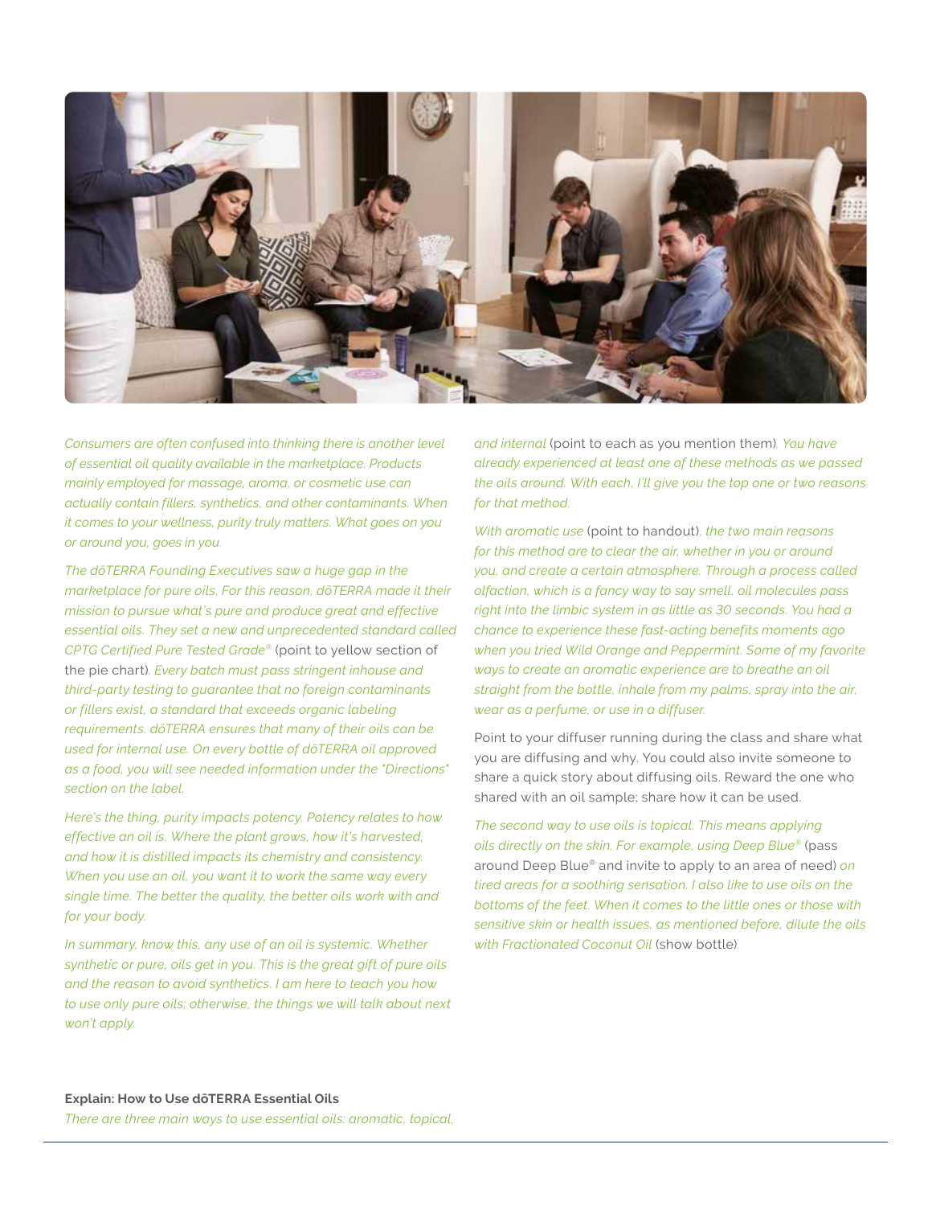*Consumers are often confused into thinking there is another level of essential oil quality available in the marketplace. Products mainly employed for massage, aroma, or cosmetic use can actually contain fillers, synthetics, and other contaminants. When it comes to your wellness, purity truly matters. What goes on you or around you, goes in you.*

*The dōTERRA Founding Executives saw a huge gap in the marketplace for pure oils. For this reason, dōTERRA made it their mission to pursue what's pure and produce great and effective essential oils. They set a new and unprecedented standard called CPTG Certified Pure Tested Grade®* (point to yellow section of the pie chart). *Every batch must pass stringent inhouse and third-party testing to guarantee that no foreign contaminants or fillers exist, a standard that exceeds organic labeling requirements. dōTERRA ensures that many of their oils can be used for internal use. On every bottle of dōTERRA oil approved as a food, you will see needed information under the "Directions" section on the label.*

*Here's the thing, purity impacts potency. Potency relates to how effective an oil is. Where the plant grows, how it's harvested, and how it is distilled impacts its chemistry and consistency. When you use an oil, you want it to work the same way every single time. The better the quality, the better oils work with and for your body.*

*In summary, know this, any use of an oil is systemic. Whether synthetic or pure, oils get in you. This is the great gift of pure oils and the reason to avoid synthetics. I am here to teach you how to use only pure oils; otherwise, the things we will talk about next won't apply.*

**Explain: How to Use dōTERRA Essential Oils**

*There are three main ways to use essential oils: aromatic, topical, and internal* (point to each as you mention them). *You have already experienced at least one of these methods as we passed the oils around. With each, I'll give you the top one or two reasons for that method.*

*With aromatic use* (point to handout), *the two main reasons for this method are to clear the air, whether in you or around you, and create a certain atmosphere. Through a process called olfaction, which is a fancy way to say smell, oil molecules pass right into the limbic system in as little as 30 seconds. You had a chance to experience these fast-acting benefits moments ago when you tried Wild Orange and Peppermint. Some of my favorite ways to create an aromatic experience are to breathe an oil straight from the bottle, inhale from my palms, spray into the air, wear as a perfume, or use in a diffuser.*

Point to your diffuser running during the class and share what you are diffusing and why. You could also invite someone to share a quick story about diffusing oils. Reward the one who shared with an oil sample; share how it can be used.

*The second way to use oils is topical. This means applying oils directly on the skin. For example, using Deep Blue®* (pass around Deep Blue® and invite to apply to an area of need) *on tired areas for a soothing sensation. I also like to use oils on the bottoms of the feet. When it comes to the little ones or those with sensitive skin or health issues, as mentioned before, dilute the oils with Fractionated Coconut Oil* (show bottle).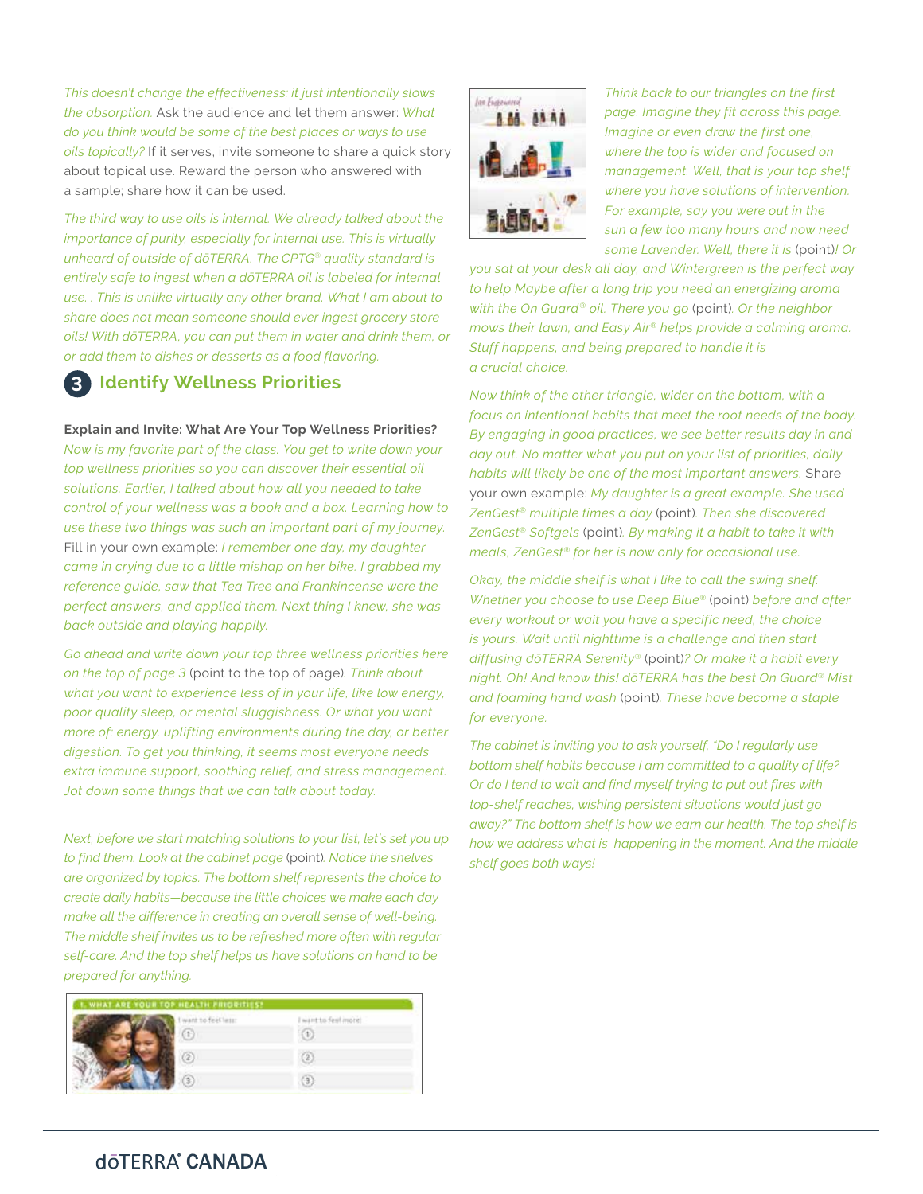*This doesn't change the effectiveness; it just intentionally slows the absorption.* Ask the audience and let them answer: *What do you think would be some of the best places or ways to use oils topically?* If it serves, invite someone to share a quick story about topical use. Reward the person who answered with a sample; share how it can be used.

*The third way to use oils is internal. We already talked about the importance of purity, especially for internal use. This is virtually unheard of outside of dōTERRA. The CPTG® quality standard is entirely safe to ingest when a dōTERRA oil is labeled for internal use. . This is unlike virtually any other brand. What I am about to share does not mean someone should ever ingest grocery store oils! With dōTERRA, you can put them in water and drink them, or or add them to dishes or desserts as a food flavoring.*

## 3 Identify Wellness Priorities

**Explain and Invite: What Are Your Top Wellness Priorities?**

*Now is my favorite part of the class. You get to write down your top wellness priorities so you can discover their essential oil solutions. Earlier, I talked about how all you needed to take control of your wellness was a book and a box. Learning how to use these two things was such an important part of my journey.* Fill in your own example: *I remember one day, my daughter came in crying due to a little mishap on her bike. I grabbed my reference guide, saw that Tea Tree and Frankincense were the perfect answers, and applied them. Next thing I knew, she was back outside and playing happily.*

*Go ahead and write down your top three wellness priorities here on the top of page 3* (point to the top of page). *Think about what you want to experience less of in your life, like low energy, poor quality sleep, or mental sluggishness. Or what you want more of: energy, uplifting environments during the day, or better digestion. To get you thinking, it seems most everyone needs extra immune support, soothing relief, and stress management. Jot down some things that we can talk about today.*

*Next, before we start matching solutions to your list, let's set you up to find them. Look at the cabinet page* (point). *Notice the shelves are organized by topics. The bottom shelf represents the choice to create daily habits—because the little choices we make each day make all the difference in creating an overall sense of well-being. The middle shelf invites us to be refreshed more often with regular self-care. And the top shelf helps us have solutions on hand to be prepared for anything.*

**1. WHAT ARE YOUR TOP HEALTH PRIORITIES?**

| I want to feel less: | I want to feel more: |
| --- | --- |
| ① | ① |
| ② | ② |
| ③ | ③ |

*Think back to our triangles on the first page. Imagine they fit across this page. Imagine or even draw the first one, where the top is wider and focused on management. Well, that is your top shelf where you have solutions of intervention. For example, say you were out in the sun a few too many hours and now need some Lavender. Well, there it is* (point)*! Or you sat at your desk all day, and Wintergreen is the perfect way to help Maybe after a long trip you need an energizing aroma with the On Guard® oil. There you go* (point)*. Or the neighbor mows their lawn, and Easy Air® helps provide a calming aroma. Stuff happens, and being prepared to handle it is a crucial choice.*

*Now think of the other triangle, wider on the bottom, with a focus on intentional habits that meet the root needs of the body. By engaging in good practices, we see better results day in and day out. No matter what you put on your list of priorities, daily habits will likely be one of the most important answers.* Share your own example: *My daughter is a great example. She used ZenGest® multiple times a day* (point)*. Then she discovered ZenGest® Softgels* (point)*. By making it a habit to take it with meals, ZenGest® for her is now only for occasional use.*

*Okay, the middle shelf is what I like to call the swing shelf. Whether you choose to use Deep Blue®* (point) *before and after every workout or wait you have a specific need, the choice is yours. Wait until nighttime is a challenge and then start diffusing dōTERRA Serenity®* (point)*? Or make it a habit every night. Oh! And know this! dōTERRA has the best On Guard® Mist and foaming hand wash* (point)*. These have become a staple for everyone.*

*The cabinet is inviting you to ask yourself, "Do I regularly use bottom shelf habits because I am committed to a quality of life? Or do I tend to wait and find myself trying to put out fires with top-shelf reaches, wishing persistent situations would just go away?" The bottom shelf is how we earn our health. The top shelf is how we address what is happening in the moment. And the middle shelf goes both ways!*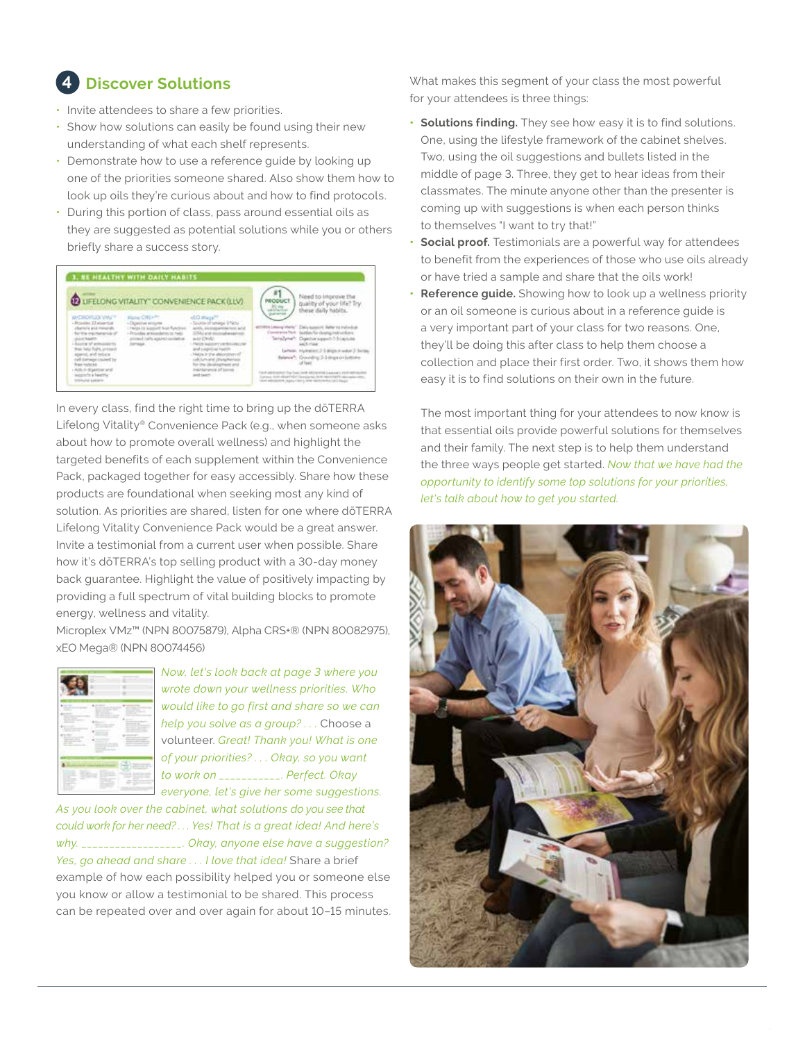## 4 Discover Solutions

- Invite attendees to share a few priorities.
- Show how solutions can easily be found using their new understanding of what each shelf represents.
- Demonstrate how to use a reference guide by looking up one of the priorities someone shared. Also show them how to look up oils they're curious about and how to find protocols.
- During this portion of class, pass around essential oils as they are suggested as potential solutions while you or others briefly share a success story.

In every class, find the right time to bring up the dōTERRA Lifelong Vitality® Convenience Pack (e.g., when someone asks about how to promote overall wellness) and highlight the targeted benefits of each supplement within the Convenience Pack, packaged together for easy accessibly. Share how these products are foundational when seeking most any kind of solution. As priorities are shared, listen for one where dōTERRA Lifelong Vitality Convenience Pack would be a great answer. Invite a testimonial from a current user when possible. Share how it's dōTERRA's top selling product with a 30-day money back guarantee. Highlight the value of positively impacting by providing a full spectrum of vital building blocks to promote energy, wellness and vitality.
Microplex VMz™ (NPN 80075879), Alpha CRS+® (NPN 80082975), xEO Mega® (NPN 80074456)

*Now, let's look back at page 3 where you wrote down your wellness priorities. Who would like to go first and share so we can help you solve as a group? . . .* Choose a volunteer. *Great! Thank you! What is one of your priorities? . . . Okay, so you want to work on __________. Perfect. Okay everyone, let's give her some suggestions. As you look over the cabinet, what solutions do you see that could work for her need? . . . Yes! That is a great idea! And here's why. _________________. Okay, anyone else have a suggestion? Yes, go ahead and share . . . I love that idea!* Share a brief example of how each possibility helped you or someone else you know or allow a testimonial to be shared. This process can be repeated over and over again for about 10–15 minutes.

What makes this segment of your class the most powerful for your attendees is three things:

- **Solutions finding.** They see how easy it is to find solutions. One, using the lifestyle framework of the cabinet shelves. Two, using the oil suggestions and bullets listed in the middle of page 3. Three, they get to hear ideas from their classmates. The minute anyone other than the presenter is coming up with suggestions is when each person thinks to themselves "I want to try that!"
- **Social proof.** Testimonials are a powerful way for attendees to benefit from the experiences of those who use oils already or have tried a sample and share that the oils work!
- **Reference guide.** Showing how to look up a wellness priority or an oil someone is curious about in a reference guide is a very important part of your class for two reasons. One, they'll be doing this after class to help them choose a collection and place their first order. Two, it shows them how easy it is to find solutions on their own in the future.

The most important thing for your attendees to now know is that essential oils provide powerful solutions for themselves and their family. The next step is to help them understand the three ways people get started. *Now that we have had the opportunity to identify some top solutions for your priorities, let's talk about how to get you started.*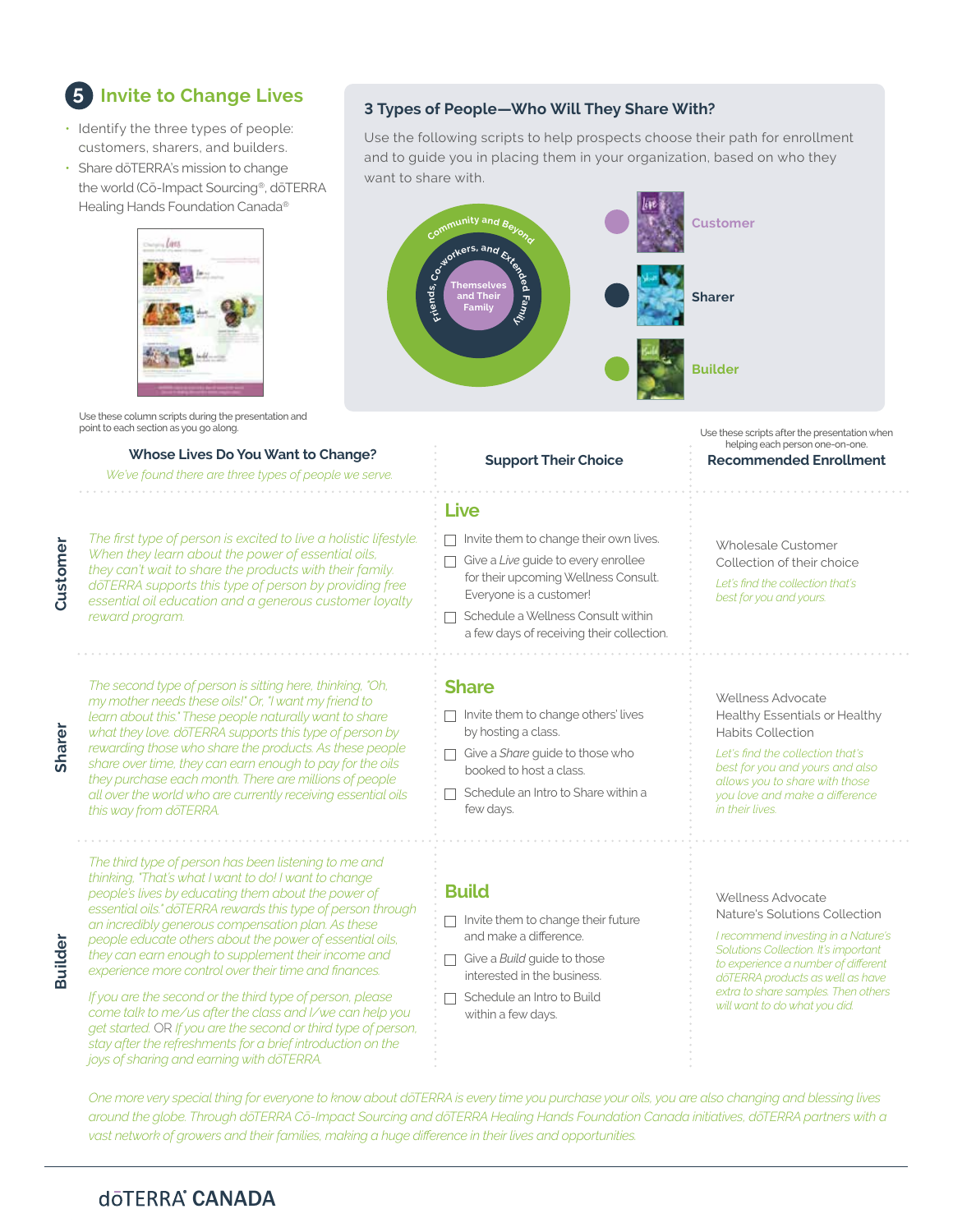## 5 Invite to Change Lives

- Identify the three types of people: customers, sharers, and builders.
- Share dōTERRA's mission to change the world (Cō-Impact Sourcing®, dōTERRA Healing Hands Foundation Canada®

Use these column scripts during the presentation and point to each section as you go along.

### 3 Types of People—Who Will They Share With?

Use the following scripts to help prospects choose their path for enrollment and to guide you in placing them in your organization, based on who they want to share with.

Themselves and Their Family — Friends, Co-workers, and Extended Family — Community and Beyond

- Customer
- Sharer
- Builder

Use these scripts after the presentation when helping each person one-on-one.

| | Whose Lives Do You Want to Change? *We've found there are three types of people we serve.* | Support Their Choice | Recommended Enrollment |
|---|---|---|---|
| **Customer** | *The first type of person is excited to live a holistic lifestyle. When they learn about the power of essential oils, they can't wait to share the products with their family. dōTERRA supports this type of person by providing free essential oil education and a generous customer loyalty reward program.* | **Live**<br>☐ Invite them to change their own lives.<br>☐ Give a *Live* guide to every enrollee for their upcoming Wellness Consult. Everyone is a customer!<br>☐ Schedule a Wellness Consult within a few days of receiving their collection. | Wholesale Customer Collection of their choice<br>*Let's find the collection that's best for you and yours.* |
| **Sharer** | *The second type of person is sitting here, thinking, "Oh, my mother needs these oils!" Or, "I want my friend to learn about this." These people naturally want to share what they love. dōTERRA supports this type of person by rewarding those who share the products. As these people share over time, they can earn enough to pay for the oils they purchase each month. There are millions of people all over the world who are currently receiving essential oils this way from dōTERRA.* | **Share**<br>☐ Invite them to change others' lives by hosting a class.<br>☐ Give a *Share* guide to those who booked to host a class.<br>☐ Schedule an Intro to Share within a few days. | Wellness Advocate Healthy Essentials or Healthy Habits Collection<br>*Let's find the collection that's best for you and yours and also allows you to share with those you love and make a difference in their lives.* |
| **Builder** | *The third type of person has been listening to me and thinking, "That's what I want to do! I want to change people's lives by educating them about the power of essential oils." dōTERRA rewards this type of person through an incredibly generous compensation plan. As these people educate others about the power of essential oils, they can earn enough to supplement their income and experience more control over their time and finances.*<br><br>*If you are the second or the third type of person, please come talk to me/us after the class and I/we can help you get started.* OR *If you are the second or third type of person, stay after the refreshments for a brief introduction on the joys of sharing and earning with dōTERRA.* | **Build**<br>☐ Invite them to change their future and make a difference.<br>☐ Give a *Build* guide to those interested in the business.<br>☐ Schedule an Intro to Build within a few days. | Wellness Advocate Nature's Solutions Collection<br>*I recommend investing in a Nature's Solutions Collection. It's important to experience a number of different dōTERRA products as well as have extra to share samples. Then others will want to do what you did.* |

*One more very special thing for everyone to know about dōTERRA is every time you purchase your oils, you are also changing and blessing lives around the globe. Through dōTERRA Cō-Impact Sourcing and dōTERRA Healing Hands Foundation Canada initiatives, dōTERRA partners with a vast network of growers and their families, making a huge difference in their lives and opportunities.*

dōTERRA® CANADA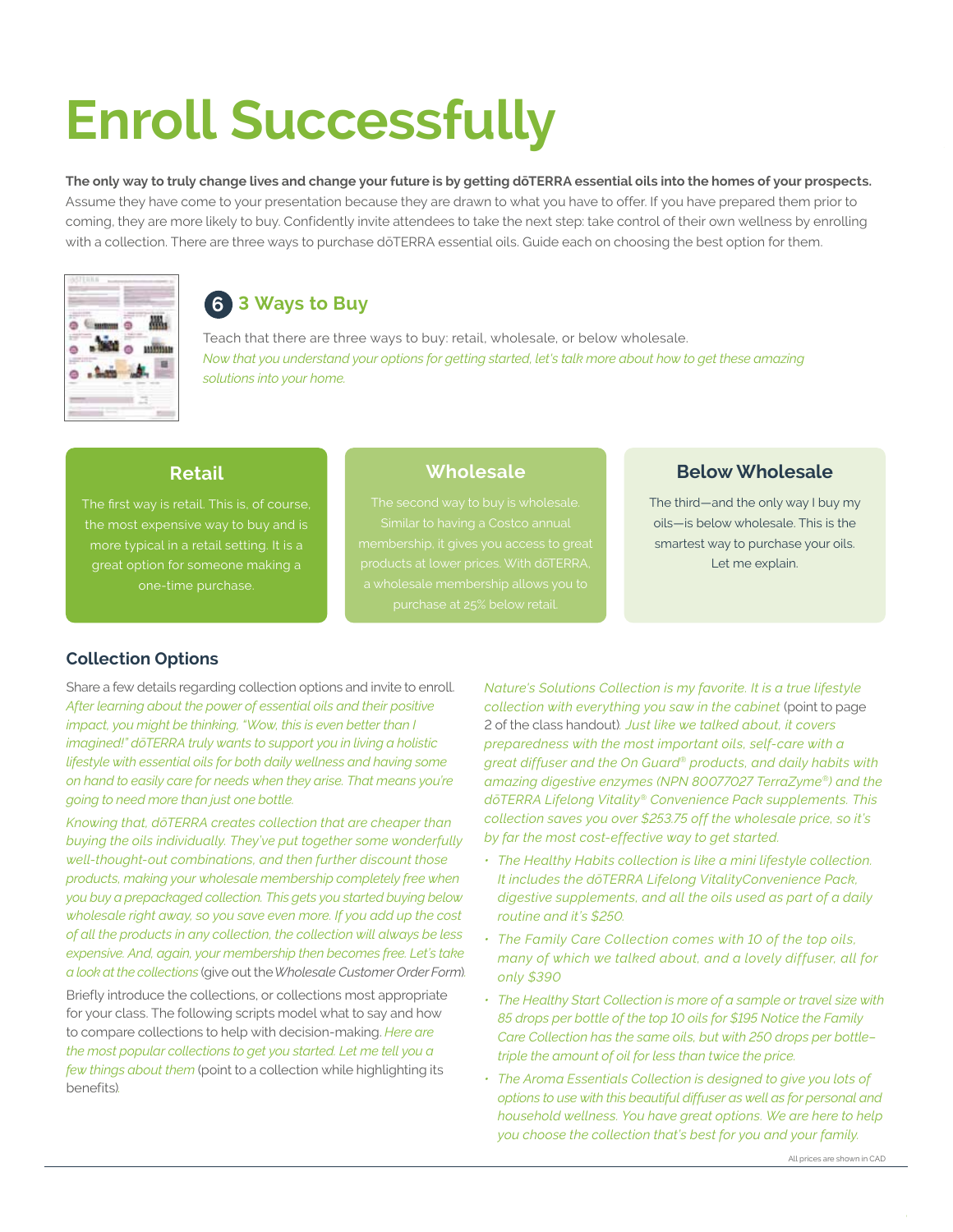# Enroll Successfully

**The only way to truly change lives and change your future is by getting dōTERRA essential oils into the homes of your prospects.** Assume they have come to your presentation because they are drawn to what you have to offer. If you have prepared them prior to coming, they are more likely to buy. Confidently invite attendees to take the next step: take control of their own wellness by enrolling with a collection. There are three ways to purchase dōTERRA essential oils. Guide each on choosing the best option for them.

## 6 3 Ways to Buy

Teach that there are three ways to buy: retail, wholesale, or below wholesale.
*Now that you understand your options for getting started, let's talk more about how to get these amazing solutions into your home.*

### Retail

The first way is retail. This is, of course, the most expensive way to buy and is more typical in a retail setting. It is a great option for someone making a one-time purchase.

### Wholesale

The second way to buy is wholesale. Similar to having a Costco annual membership, it gives you access to great products at lower prices. With dōTERRA, a wholesale membership allows you to purchase at 25% below retail.

### Below Wholesale

The third—and the only way I buy my oils—is below wholesale. This is the smartest way to purchase your oils. Let me explain.

### Collection Options

Share a few details regarding collection options and invite to enroll. *After learning about the power of essential oils and their positive impact, you might be thinking, "Wow, this is even better than I imagined!" dōTERRA truly wants to support you in living a holistic lifestyle with essential oils for both daily wellness and having some on hand to easily care for needs when they arise. That means you're going to need more than just one bottle.*

*Knowing that, dōTERRA creates collection that are cheaper than buying the oils individually. They've put together some wonderfully well-thought-out combinations, and then further discount those products, making your wholesale membership completely free when you buy a prepackaged collection. This gets you started buying below wholesale right away, so you save even more. If you add up the cost of all the products in any collection, the collection will always be less expensive. And, again, your membership then becomes free. Let's take a look at the collections* (give out the *Wholesale Customer Order Form*).

Briefly introduce the collections, or collections most appropriate for your class. The following scripts model what to say and how to compare collections to help with decision-making. *Here are the most popular collections to get you started. Let me tell you a few things about them* (point to a collection while highlighting its benefits).

*Nature's Solutions Collection is my favorite. It is a true lifestyle collection with everything you saw in the cabinet* (point to page 2 of the class handout). *Just like we talked about, it covers preparedness with the most important oils, self-care with a great diffuser and the On Guard® products, and daily habits with amazing digestive enzymes (NPN 80077027 TerraZyme®) and the dōTERRA Lifelong Vitality® Convenience Pack supplements. This collection saves you over $253.75 off the wholesale price, so it's by far the most cost-effective way to get started.*

- *The Healthy Habits collection is like a mini lifestyle collection. It includes the dōTERRA Lifelong VitalityConvenience Pack, digestive supplements, and all the oils used as part of a daily routine and it's $250.*
- *The Family Care Collection comes with 10 of the top oils, many of which we talked about, and a lovely diffuser, all for only $390*
- *The Healthy Start Collection is more of a sample or travel size with 85 drops per bottle of the top 10 oils for $195 Notice the Family Care Collection has the same oils, but with 250 drops per bottle–triple the amount of oil for less than twice the price.*
- *The Aroma Essentials Collection is designed to give you lots of options to use with this beautiful diffuser as well as for personal and household wellness. You have great options. We are here to help you choose the collection that's best for you and your family.*

All prices are shown in CAD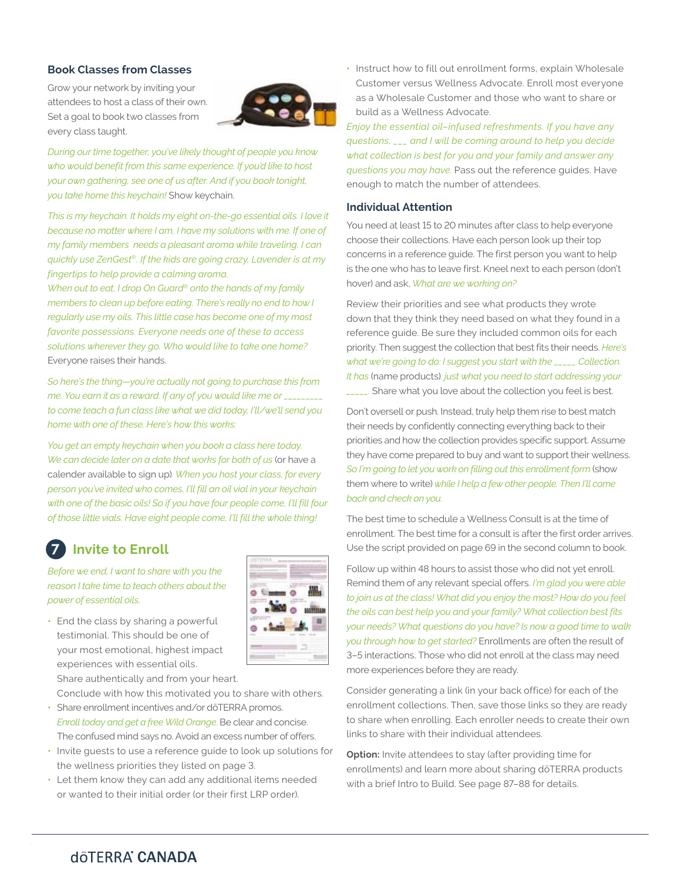### Book Classes from Classes

Grow your network by inviting your attendees to host a class of their own. Set a goal to book two classes from every class taught.

*During our time together, you've likely thought of people you know who would benefit from this same experience. If you'd like to host your own gathering, see one of us after. And if you book tonight, you take home this keychain!* Show keychain.

*This is my keychain. It holds my eight on-the-go essential oils. I love it because no matter where I am, I have my solutions with me. If one of my family members needs a pleasant aroma while traveling, I can quickly use ZenGest®. If the kids are going crazy, Lavender is at my fingertips to help provide a calming aroma. When out to eat, I drop On Guard® onto the hands of my family members to clean up before eating. There's really no end to how I regularly use my oils. This little case has become one of my most favorite possessions. Everyone needs one of these to access solutions wherever they go. Who would like to take one home?* Everyone raises their hands.

*So here's the thing—you're actually not going to purchase this from me. You earn it as a reward. If any of you would like me or ________ to come teach a fun class like what we did today, I'll/we'll send you home with one of these. Here's how this works:*

*You get an empty keychain when you book a class here today. We can decide later on a date that works for both of us* (or have a calender available to sign up). *When you host your class, for every person you've invited who comes, I'll fill an oil vial in your keychain with one of the basic oils! So if you have four people come, I'll fill four of those little vials. Have eight people come, I'll fill the whole thing!*

## 7 Invite to Enroll

*Before we end, I want to share with you the reason I take time to teach others about the power of essential oils.*

- End the class by sharing a powerful testimonial. This should be one of your most emotional, highest impact experiences with essential oils. Share authentically and from your heart. Conclude with how this motivated you to share with others.
- Share enrollment incentives and/or dōTERRA promos. *Enroll today and get a free Wild Orange.* Be clear and concise. The confused mind says no. Avoid an excess number of offers.
- Invite guests to use a reference guide to look up solutions for the wellness priorities they listed on page 3.
- Let them know they can add any additional items needed or wanted to their initial order (or their first LRP order).
- Instruct how to fill out enrollment forms, explain Wholesale Customer versus Wellness Advocate. Enroll most everyone as a Wholesale Customer and those who want to share or build as a Wellness Advocate.

*Enjoy the essential oil–infused refreshments. If you have any questions, ___ and I will be coming around to help you decide what collection is best for you and your family and answer any questions you may have.* Pass out the reference guides. Have enough to match the number of attendees.

### Individual Attention

You need at least 15 to 20 minutes after class to help everyone choose their collections. Have each person look up their top concerns in a reference guide. The first person you want to help is the one who has to leave first. Kneel next to each person (don't hover) and ask, *What are we working on?*

Review their priorities and see what products they wrote down that they think they need based on what they found in a reference guide. Be sure they included common oils for each priority. Then suggest the collection that best fits their needs. *Here's what we're going to do: I suggest you start with the _____ Collection. It has* (name products)*, just what you need to start addressing your _____.* Share what you love about the collection you feel is best.

Don't oversell or push. Instead, truly help them rise to best match their needs by confidently connecting everything back to their priorities and how the collection provides specific support. Assume they have come prepared to buy and want to support their wellness. *So I'm going to let you work on filling out this enrollment form* (show them where to write) *while I help a few other people. Then I'll come back and check on you.*

The best time to schedule a Wellness Consult is at the time of enrollment. The best time for a consult is after the first order arrives. Use the script provided on page 69 in the second column to book.

Follow up within 48 hours to assist those who did not yet enroll. Remind them of any relevant special offers. *I'm glad you were able to join us at the class! What did you enjoy the most? How do you feel the oils can best help you and your family? What collection best fits your needs? What questions do you have? Is now a good time to walk you through how to get started?* Enrollments are often the result of 3–5 interactions. Those who did not enroll at the class may need more experiences before they are ready.

Consider generating a link (in your back office) for each of the enrollment collections. Then, save those links so they are ready to share when enrolling. Each enroller needs to create their own links to share with their individual attendees.

**Option:** Invite attendees to stay (after providing time for enrollments) and learn more about sharing dōTERRA products with a brief Intro to Build. See page 87–88 for details.